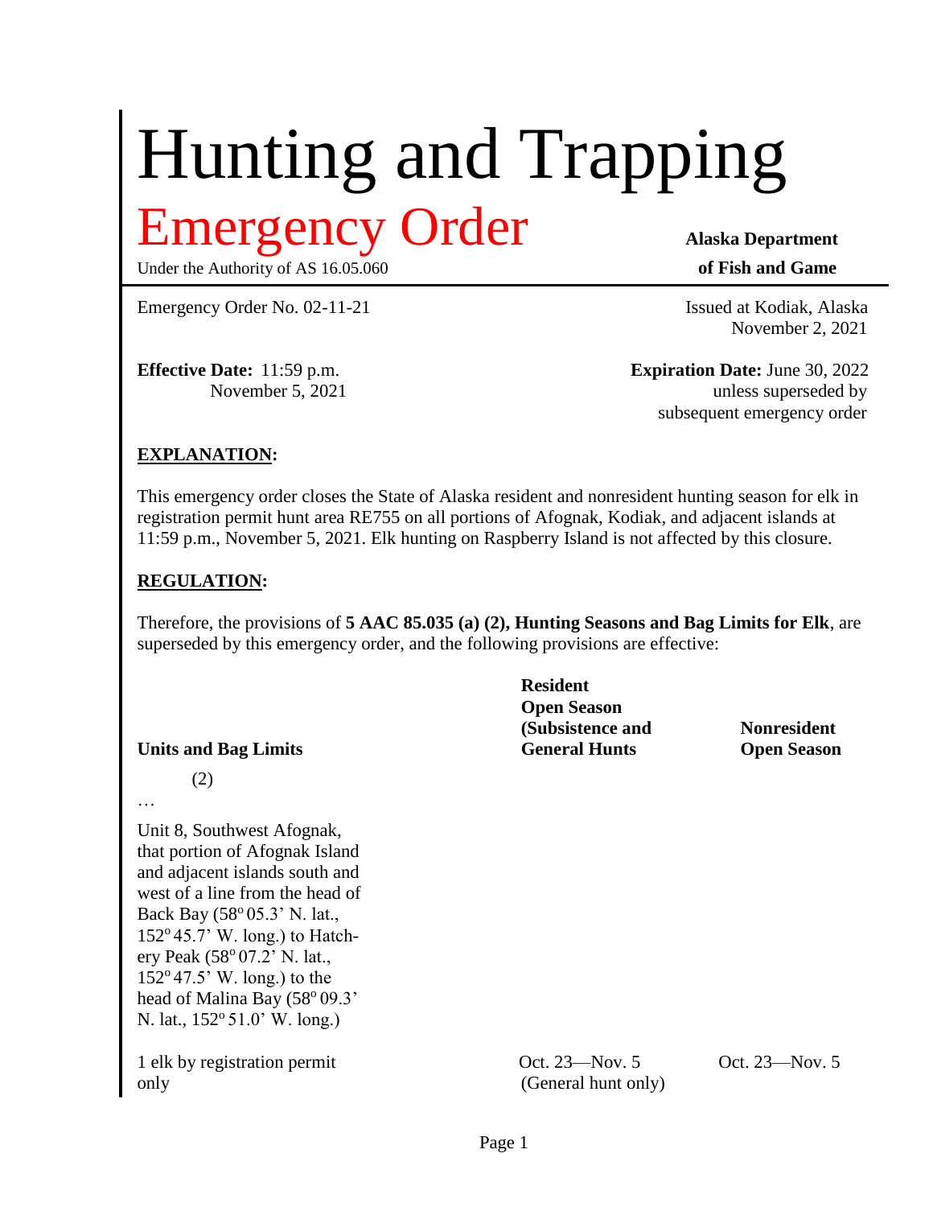# Hunting and Trapping

# Emergency Order

Under the Authority of AS 16.05.060

**Alaska Department of Fish and Game**

Emergency Order No. 02-11-21

Issued at Kodiak, Alaska
November 2, 2021

**Effective Date:** 11:59 p.m. November 5, 2021

**Expiration Date:** June 30, 2022 unless superseded by subsequent emergency order

## EXPLANATION:

This emergency order closes the State of Alaska resident and nonresident hunting season for elk in registration permit hunt area RE755 on all portions of Afognak, Kodiak, and adjacent islands at 11:59 p.m., November 5, 2021. Elk hunting on Raspberry Island is not affected by this closure.

## REGULATION:

Therefore, the provisions of **5 AAC 85.035 (a) (2), Hunting Seasons and Bag Limits for Elk**, are superseded by this emergency order, and the following provisions are effective:

| Units and Bag Limits | Resident Open Season (Subsistence and General Hunts | Nonresident Open Season |
|---|---|---|
| (2) | | |
| … | | |
| Unit 8, Southwest Afognak, that portion of Afognak Island and adjacent islands south and west of a line from the head of Back Bay (58° 05.3' N. lat., 152° 45.7' W. long.) to Hatchery Peak (58° 07.2' N. lat., 152° 47.5' W. long.) to the head of Malina Bay (58° 09.3' N. lat., 152° 51.0' W. long.) | | |
| 1 elk by registration permit only | Oct. 23—Nov. 5 (General hunt only) | Oct. 23—Nov. 5 |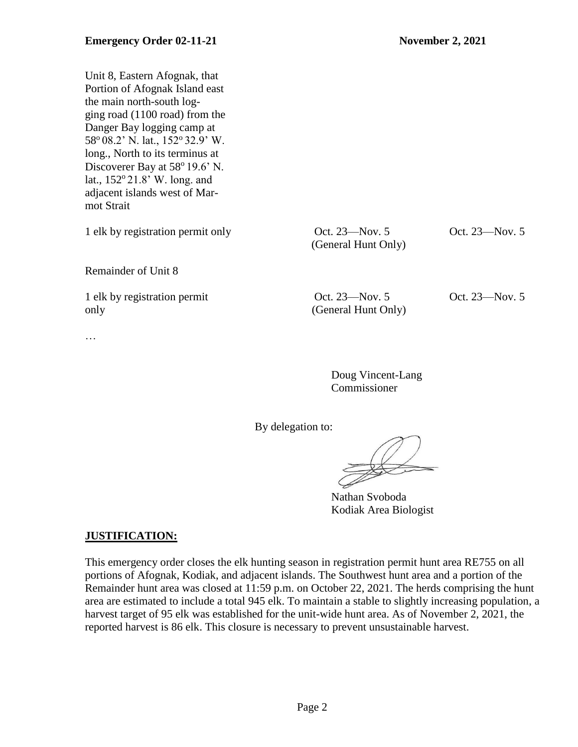**Emergency Order 02-11-21** **November 2, 2021**

| | | |
|---|---|---|
| Unit 8, Eastern Afognak, that Portion of Afognak Island east the main north-south logging road (1100 road) from the Danger Bay logging camp at 58° 08.2' N. lat., 152° 32.9' W. long., North to its terminus at Discoverer Bay at 58° 19.6' N. lat., 152° 21.8' W. long. and adjacent islands west of Marmot Strait | | |
| 1 elk by registration permit only | Oct. 23—Nov. 5 (General Hunt Only) | Oct. 23—Nov. 5 |
| Remainder of Unit 8 | | |
| 1 elk by registration permit only | Oct. 23—Nov. 5 (General Hunt Only) | Oct. 23—Nov. 5 |

…

Doug Vincent-Lang
Commissioner

By delegation to:

Nathan Svoboda
Kodiak Area Biologist

**JUSTIFICATION:**

This emergency order closes the elk hunting season in registration permit hunt area RE755 on all portions of Afognak, Kodiak, and adjacent islands. The Southwest hunt area and a portion of the Remainder hunt area was closed at 11:59 p.m. on October 22, 2021. The herds comprising the hunt area are estimated to include a total 945 elk. To maintain a stable to slightly increasing population, a harvest target of 95 elk was established for the unit-wide hunt area. As of November 2, 2021, the reported harvest is 86 elk. This closure is necessary to prevent unsustainable harvest.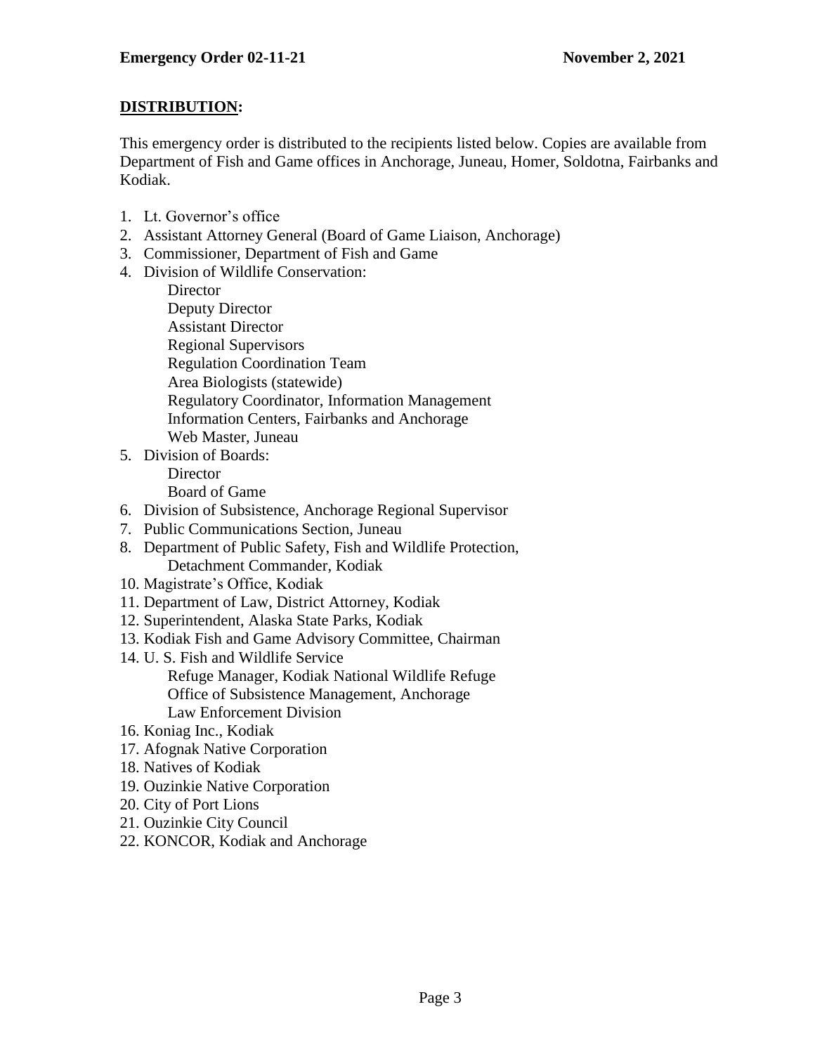**Emergency Order 02-11-21** **November 2, 2021**

**DISTRIBUTION:**

This emergency order is distributed to the recipients listed below. Copies are available from Department of Fish and Game offices in Anchorage, Juneau, Homer, Soldotna, Fairbanks and Kodiak.

1. Lt. Governor's office
2. Assistant Attorney General (Board of Game Liaison, Anchorage)
3. Commissioner, Department of Fish and Game
4. Division of Wildlife Conservation:
   - Director
   - Deputy Director
   - Assistant Director
   - Regional Supervisors
   - Regulation Coordination Team
   - Area Biologists (statewide)
   - Regulatory Coordinator, Information Management
   - Information Centers, Fairbanks and Anchorage
   - Web Master, Juneau
5. Division of Boards:
   - Director
   - Board of Game
6. Division of Subsistence, Anchorage Regional Supervisor
7. Public Communications Section, Juneau
8. Department of Public Safety, Fish and Wildlife Protection,
   Detachment Commander, Kodiak

10\. Magistrate's Office, Kodiak
11\. Department of Law, District Attorney, Kodiak
12\. Superintendent, Alaska State Parks, Kodiak
13\. Kodiak Fish and Game Advisory Committee, Chairman
14\. U. S. Fish and Wildlife Service
   - Refuge Manager, Kodiak National Wildlife Refuge
   - Office of Subsistence Management, Anchorage
   - Law Enforcement Division

16\. Koniag Inc., Kodiak
17\. Afognak Native Corporation
18\. Natives of Kodiak
19\. Ouzinkie Native Corporation
20\. City of Port Lions
21\. Ouzinkie City Council
22\. KONCOR, Kodiak and Anchorage